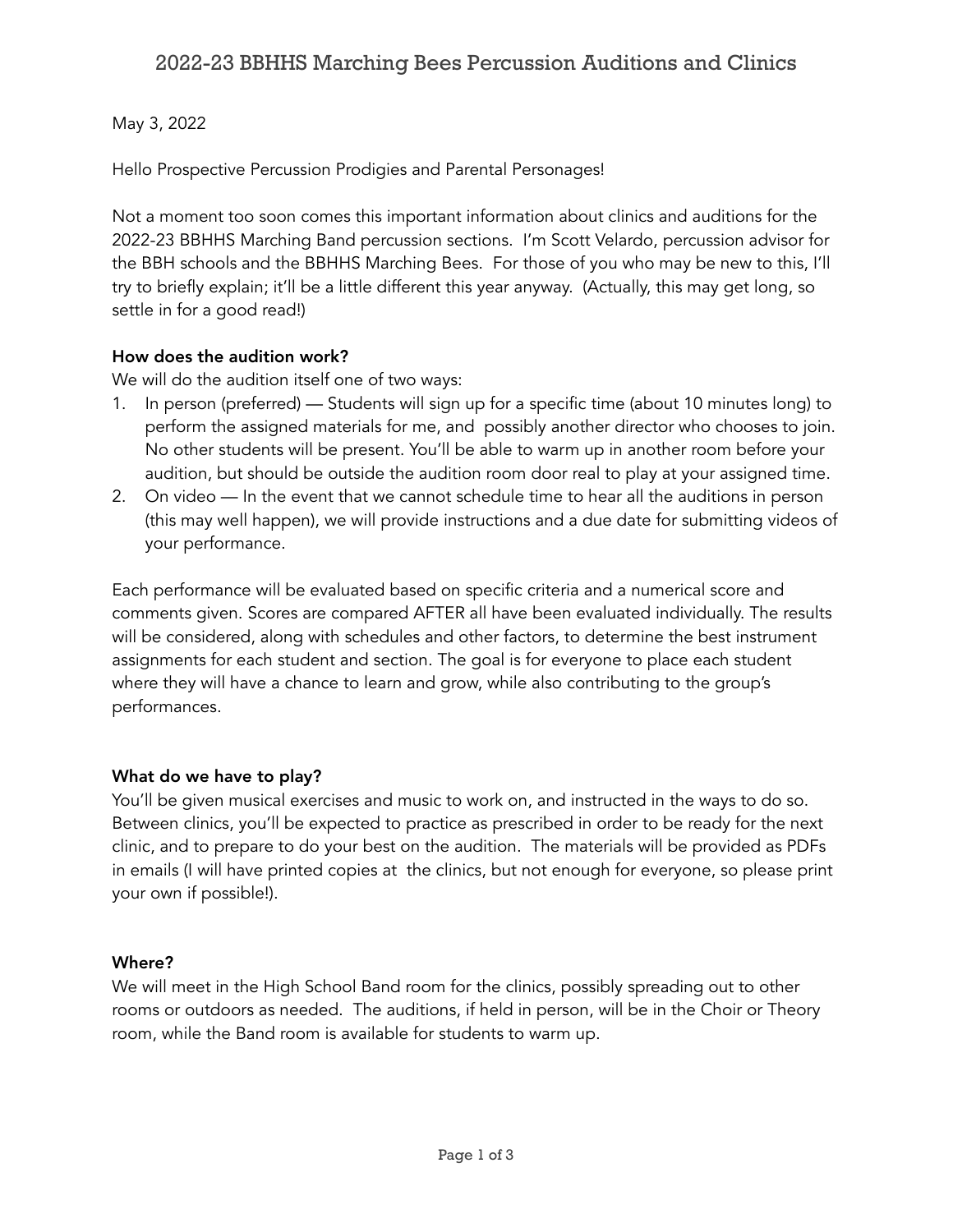# 2022-23 BBHHS Marching Bees Percussion Auditions and Clinics

May 3, 2022

Hello Prospective Percussion Prodigies and Parental Personages!

Not a moment too soon comes this important information about clinics and auditions for the 2022-23 BBHHS Marching Band percussion sections. I'm Scott Velardo, percussion advisor for the BBH schools and the BBHHS Marching Bees. For those of you who may be new to this, I'll try to briefly explain; it'll be a little different this year anyway. (Actually, this may get long, so settle in for a good read!)

**How does the audition work?**

We will do the audition itself one of two ways:

1. In person (preferred) — Students will sign up for a specific time (about 10 minutes long) to perform the assigned materials for me, and possibly another director who chooses to join. No other students will be present. You'll be able to warm up in another room before your audition, but should be outside the audition room door real to play at your assigned time.
2. On video — In the event that we cannot schedule time to hear all the auditions in person (this may well happen), we will provide instructions and a due date for submitting videos of your performance.

Each performance will be evaluated based on specific criteria and a numerical score and comments given. Scores are compared AFTER all have been evaluated individually. The results will be considered, along with schedules and other factors, to determine the best instrument assignments for each student and section. The goal is for everyone to place each student where they will have a chance to learn and grow, while also contributing to the group's performances.

**What do we have to play?**

You'll be given musical exercises and music to work on, and instructed in the ways to do so. Between clinics, you'll be expected to practice as prescribed in order to be ready for the next clinic, and to prepare to do your best on the audition. The materials will be provided as PDFs in emails (I will have printed copies at the clinics, but not enough for everyone, so please print your own if possible!).

**Where?**

We will meet in the High School Band room for the clinics, possibly spreading out to other rooms or outdoors as needed. The auditions, if held in person, will be in the Choir or Theory room, while the Band room is available for students to warm up.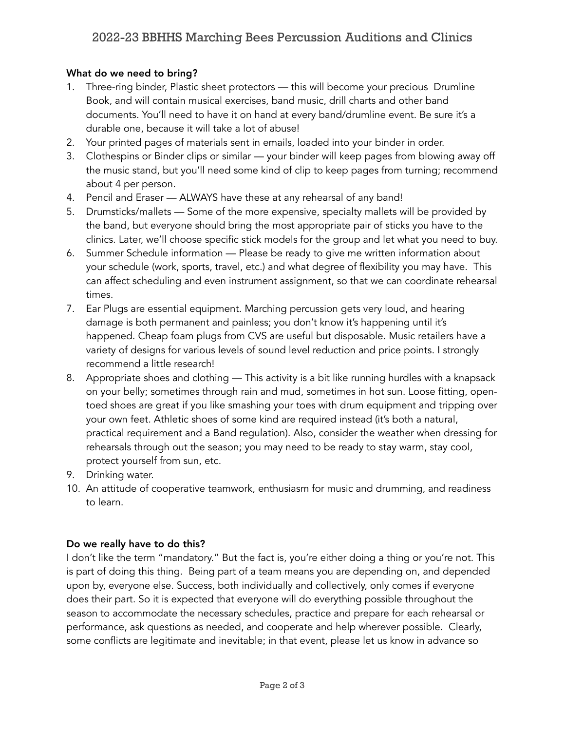## What do we need to bring?

1. Three-ring binder, Plastic sheet protectors — this will become your precious Drumline Book, and will contain musical exercises, band music, drill charts and other band documents. You'll need to have it on hand at every band/drumline event. Be sure it's a durable one, because it will take a lot of abuse!
2. Your printed pages of materials sent in emails, loaded into your binder in order.
3. Clothespins or Binder clips or similar — your binder will keep pages from blowing away off the music stand, but you'll need some kind of clip to keep pages from turning; recommend about 4 per person.
4. Pencil and Eraser — ALWAYS have these at any rehearsal of any band!
5. Drumsticks/mallets — Some of the more expensive, specialty mallets will be provided by the band, but everyone should bring the most appropriate pair of sticks you have to the clinics. Later, we'll choose specific stick models for the group and let what you need to buy.
6. Summer Schedule information — Please be ready to give me written information about your schedule (work, sports, travel, etc.) and what degree of flexibility you may have. This can affect scheduling and even instrument assignment, so that we can coordinate rehearsal times.
7. Ear Plugs are essential equipment. Marching percussion gets very loud, and hearing damage is both permanent and painless; you don't know it's happening until it's happened. Cheap foam plugs from CVS are useful but disposable. Music retailers have a variety of designs for various levels of sound level reduction and price points. I strongly recommend a little research!
8. Appropriate shoes and clothing — This activity is a bit like running hurdles with a knapsack on your belly; sometimes through rain and mud, sometimes in hot sun. Loose fitting, open-toed shoes are great if you like smashing your toes with drum equipment and tripping over your own feet. Athletic shoes of some kind are required instead (it's both a natural, practical requirement and a Band regulation). Also, consider the weather when dressing for rehearsals through out the season; you may need to be ready to stay warm, stay cool, protect yourself from sun, etc.
9. Drinking water.
10. An attitude of cooperative teamwork, enthusiasm for music and drumming, and readiness to learn.

## Do we really have to do this?

I don't like the term "mandatory." But the fact is, you're either doing a thing or you're not. This is part of doing this thing. Being part of a team means you are depending on, and depended upon by, everyone else. Success, both individually and collectively, only comes if everyone does their part. So it is expected that everyone will do everything possible throughout the season to accommodate the necessary schedules, practice and prepare for each rehearsal or performance, ask questions as needed, and cooperate and help wherever possible. Clearly, some conflicts are legitimate and inevitable; in that event, please let us know in advance so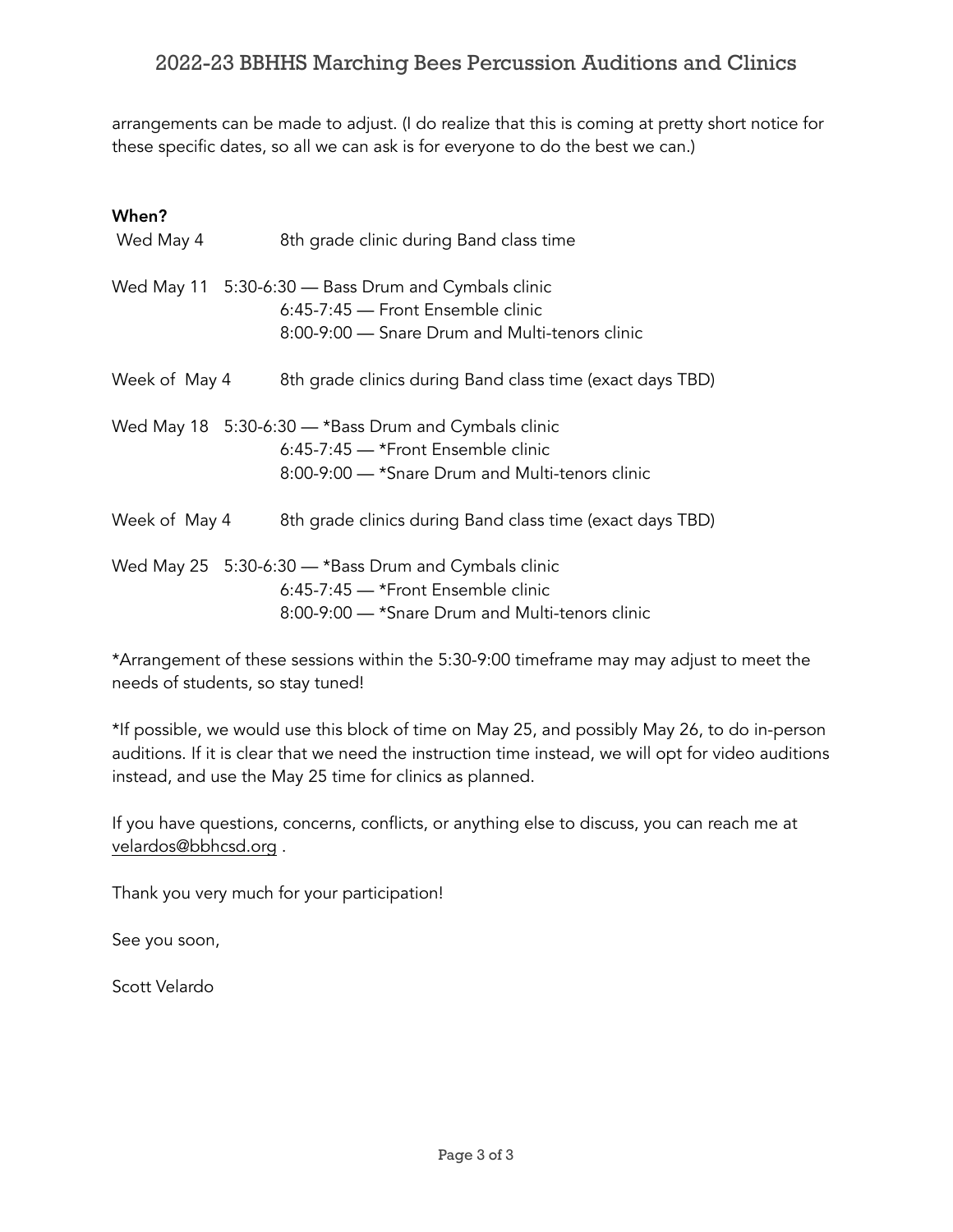arrangements can be made to adjust. (I do realize that this is coming at pretty short notice for these specific dates, so all we can ask is for everyone to do the best we can.)

**When?**

Wed May 4 8th grade clinic during Band class time

Wed May 11 5:30-6:30 — Bass Drum and Cymbals clinic
6:45-7:45 — Front Ensemble clinic
8:00-9:00 — Snare Drum and Multi-tenors clinic

Week of May 4 8th grade clinics during Band class time (exact days TBD)

Wed May 18 5:30-6:30 — *Bass Drum and Cymbals clinic
6:45-7:45 — *Front Ensemble clinic
8:00-9:00 — *Snare Drum and Multi-tenors clinic

Week of May 4 8th grade clinics during Band class time (exact days TBD)

Wed May 25 5:30-6:30 — *Bass Drum and Cymbals clinic
6:45-7:45 — *Front Ensemble clinic
8:00-9:00 — *Snare Drum and Multi-tenors clinic

*Arrangement of these sessions within the 5:30-9:00 timeframe may may adjust to meet the needs of students, so stay tuned!

*If possible, we would use this block of time on May 25, and possibly May 26, to do in-person auditions. If it is clear that we need the instruction time instead, we will opt for video auditions instead, and use the May 25 time for clinics as planned.

If you have questions, concerns, conflicts, or anything else to discuss, you can reach me at velardos@bbhcsd.org .

Thank you very much for your participation!

See you soon,

Scott Velardo